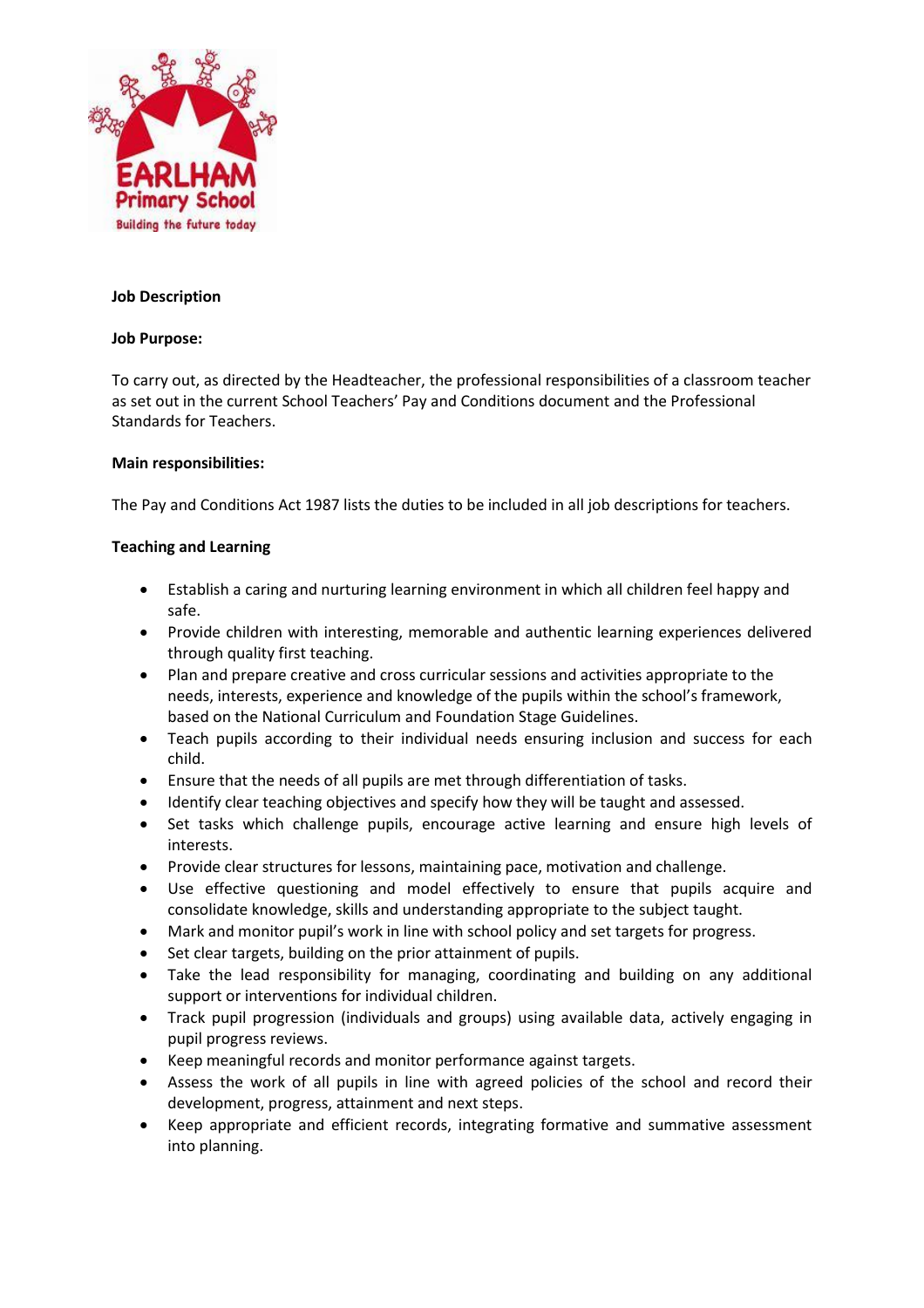EARLHAM Primary School
Building the future today

**Job Description**

**Job Purpose:**

To carry out, as directed by the Headteacher, the professional responsibilities of a classroom teacher as set out in the current School Teachers' Pay and Conditions document and the Professional Standards for Teachers.

**Main responsibilities:**

The Pay and Conditions Act 1987 lists the duties to be included in all job descriptions for teachers.

**Teaching and Learning**

- Establish a caring and nurturing learning environment in which all children feel happy and safe.
- Provide children with interesting, memorable and authentic learning experiences delivered through quality first teaching.
- Plan and prepare creative and cross curricular sessions and activities appropriate to the needs, interests, experience and knowledge of the pupils within the school's framework, based on the National Curriculum and Foundation Stage Guidelines.
- Teach pupils according to their individual needs ensuring inclusion and success for each child.
- Ensure that the needs of all pupils are met through differentiation of tasks.
- Identify clear teaching objectives and specify how they will be taught and assessed.
- Set tasks which challenge pupils, encourage active learning and ensure high levels of interests.
- Provide clear structures for lessons, maintaining pace, motivation and challenge.
- Use effective questioning and model effectively to ensure that pupils acquire and consolidate knowledge, skills and understanding appropriate to the subject taught.
- Mark and monitor pupil's work in line with school policy and set targets for progress.
- Set clear targets, building on the prior attainment of pupils.
- Take the lead responsibility for managing, coordinating and building on any additional support or interventions for individual children.
- Track pupil progression (individuals and groups) using available data, actively engaging in pupil progress reviews.
- Keep meaningful records and monitor performance against targets.
- Assess the work of all pupils in line with agreed policies of the school and record their development, progress, attainment and next steps.
- Keep appropriate and efficient records, integrating formative and summative assessment into planning.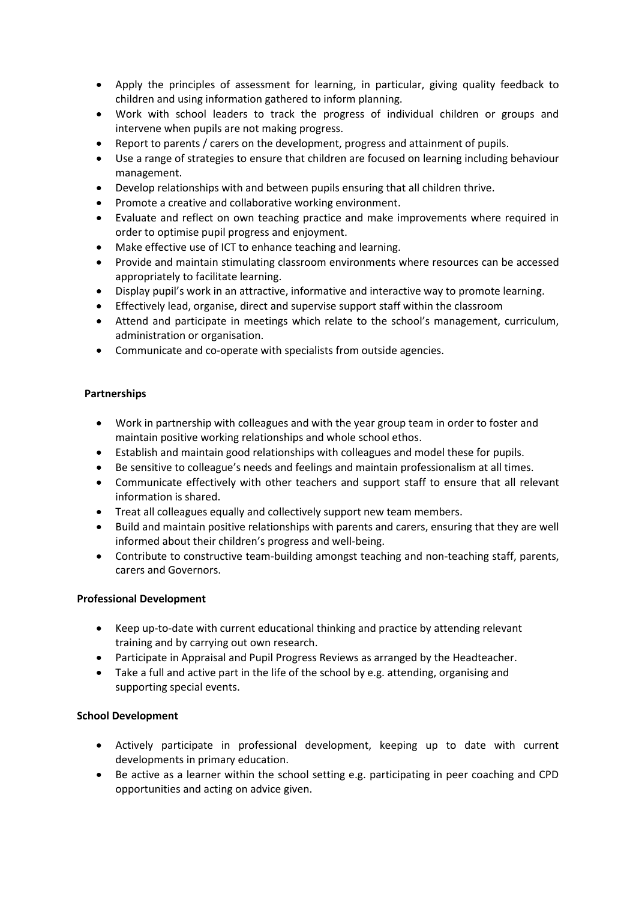- Apply the principles of assessment for learning, in particular, giving quality feedback to children and using information gathered to inform planning.
- Work with school leaders to track the progress of individual children or groups and intervene when pupils are not making progress.
- Report to parents / carers on the development, progress and attainment of pupils.
- Use a range of strategies to ensure that children are focused on learning including behaviour management.
- Develop relationships with and between pupils ensuring that all children thrive.
- Promote a creative and collaborative working environment.
- Evaluate and reflect on own teaching practice and make improvements where required in order to optimise pupil progress and enjoyment.
- Make effective use of ICT to enhance teaching and learning.
- Provide and maintain stimulating classroom environments where resources can be accessed appropriately to facilitate learning.
- Display pupil's work in an attractive, informative and interactive way to promote learning.
- Effectively lead, organise, direct and supervise support staff within the classroom
- Attend and participate in meetings which relate to the school's management, curriculum, administration or organisation.
- Communicate and co-operate with specialists from outside agencies.

**Partnerships**

- Work in partnership with colleagues and with the year group team in order to foster and maintain positive working relationships and whole school ethos.
- Establish and maintain good relationships with colleagues and model these for pupils.
- Be sensitive to colleague's needs and feelings and maintain professionalism at all times.
- Communicate effectively with other teachers and support staff to ensure that all relevant information is shared.
- Treat all colleagues equally and collectively support new team members.
- Build and maintain positive relationships with parents and carers, ensuring that they are well informed about their children's progress and well-being.
- Contribute to constructive team-building amongst teaching and non-teaching staff, parents, carers and Governors.

**Professional Development**

- Keep up-to-date with current educational thinking and practice by attending relevant training and by carrying out own research.
- Participate in Appraisal and Pupil Progress Reviews as arranged by the Headteacher.
- Take a full and active part in the life of the school by e.g. attending, organising and supporting special events.

**School Development**

- Actively participate in professional development, keeping up to date with current developments in primary education.
- Be active as a learner within the school setting e.g. participating in peer coaching and CPD opportunities and acting on advice given.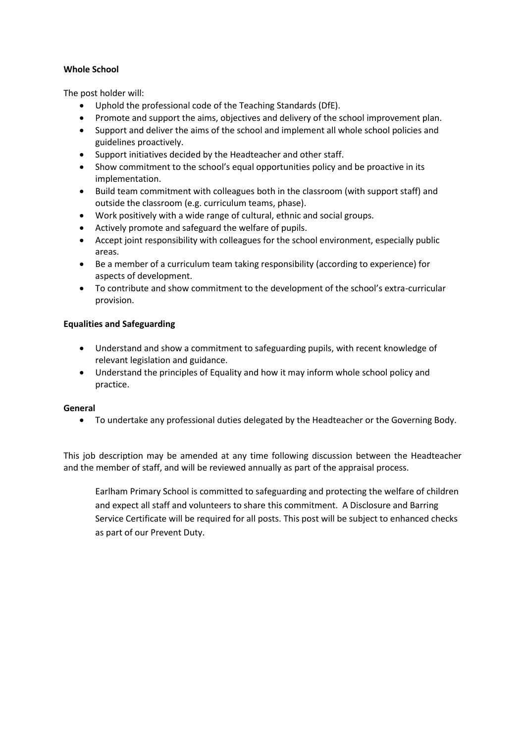**Whole School**

The post holder will:

- Uphold the professional code of the Teaching Standards (DfE).
- Promote and support the aims, objectives and delivery of the school improvement plan.
- Support and deliver the aims of the school and implement all whole school policies and guidelines proactively.
- Support initiatives decided by the Headteacher and other staff.
- Show commitment to the school's equal opportunities policy and be proactive in its implementation.
- Build team commitment with colleagues both in the classroom (with support staff) and outside the classroom (e.g. curriculum teams, phase).
- Work positively with a wide range of cultural, ethnic and social groups.
- Actively promote and safeguard the welfare of pupils.
- Accept joint responsibility with colleagues for the school environment, especially public areas.
- Be a member of a curriculum team taking responsibility (according to experience) for aspects of development.
- To contribute and show commitment to the development of the school's extra-curricular provision.

**Equalities and Safeguarding**

- Understand and show a commitment to safeguarding pupils, with recent knowledge of relevant legislation and guidance.
- Understand the principles of Equality and how it may inform whole school policy and practice.

**General**

- To undertake any professional duties delegated by the Headteacher or the Governing Body.

This job description may be amended at any time following discussion between the Headteacher and the member of staff, and will be reviewed annually as part of the appraisal process.

Earlham Primary School is committed to safeguarding and protecting the welfare of children and expect all staff and volunteers to share this commitment. A Disclosure and Barring Service Certificate will be required for all posts. This post will be subject to enhanced checks as part of our Prevent Duty.